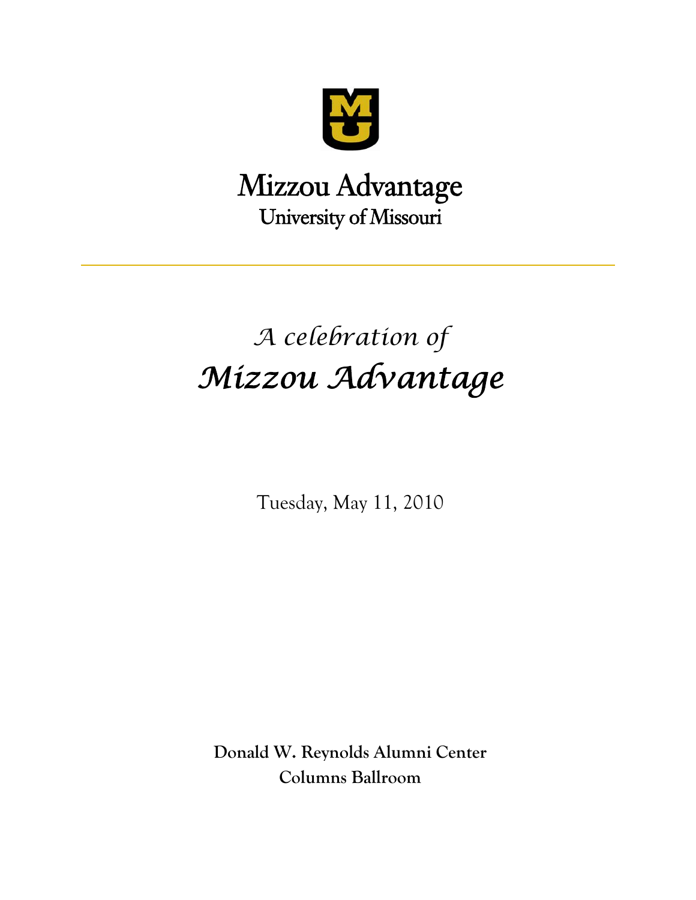# Mizzou Advantage
University of Missouri

---

*A celebration of*

# *Mizzou Advantage*

Tuesday, May 11, 2010

**Donald W. Reynolds Alumni Center**
**Columns Ballroom**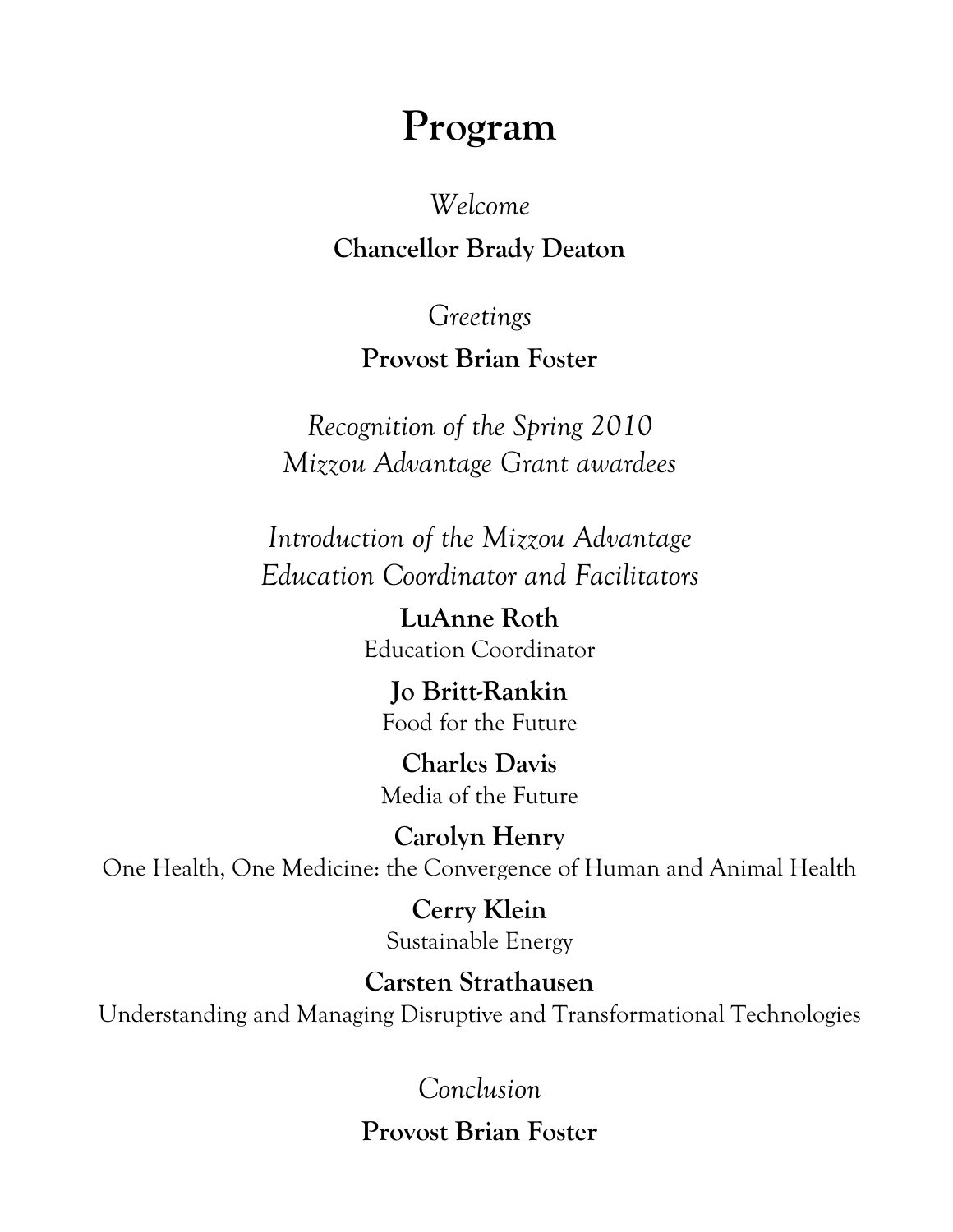# Program

*Welcome*

**Chancellor Brady Deaton**

*Greetings*

**Provost Brian Foster**

*Recognition of the Spring 2010*
*Mizzou Advantage Grant awardees*

*Introduction of the Mizzou Advantage*
*Education Coordinator and Facilitators*

**LuAnne Roth**
Education Coordinator

**Jo Britt-Rankin**
Food for the Future

**Charles Davis**
Media of the Future

**Carolyn Henry**
One Health, One Medicine: the Convergence of Human and Animal Health

**Cerry Klein**
Sustainable Energy

**Carsten Strathausen**
Understanding and Managing Disruptive and Transformational Technologies

*Conclusion*

**Provost Brian Foster**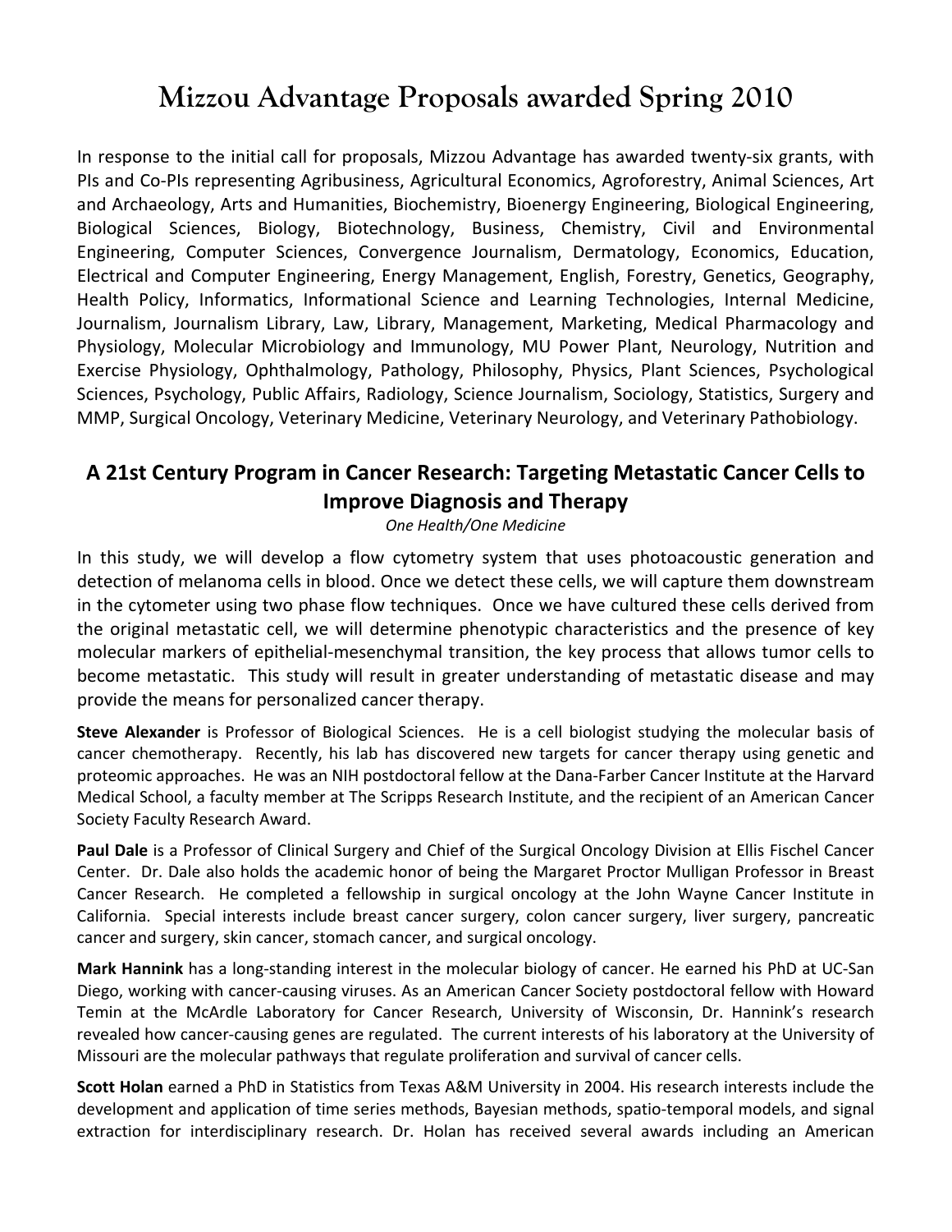# Mizzou Advantage Proposals awarded Spring 2010

In response to the initial call for proposals, Mizzou Advantage has awarded twenty-six grants, with PIs and Co-PIs representing Agribusiness, Agricultural Economics, Agroforestry, Animal Sciences, Art and Archaeology, Arts and Humanities, Biochemistry, Bioenergy Engineering, Biological Engineering, Biological Sciences, Biology, Biotechnology, Business, Chemistry, Civil and Environmental Engineering, Computer Sciences, Convergence Journalism, Dermatology, Economics, Education, Electrical and Computer Engineering, Energy Management, English, Forestry, Genetics, Geography, Health Policy, Informatics, Informational Science and Learning Technologies, Internal Medicine, Journalism, Journalism Library, Law, Library, Management, Marketing, Medical Pharmacology and Physiology, Molecular Microbiology and Immunology, MU Power Plant, Neurology, Nutrition and Exercise Physiology, Ophthalmology, Pathology, Philosophy, Physics, Plant Sciences, Psychological Sciences, Psychology, Public Affairs, Radiology, Science Journalism, Sociology, Statistics, Surgery and MMP, Surgical Oncology, Veterinary Medicine, Veterinary Neurology, and Veterinary Pathobiology.

## A 21st Century Program in Cancer Research: Targeting Metastatic Cancer Cells to Improve Diagnosis and Therapy

*One Health/One Medicine*

In this study, we will develop a flow cytometry system that uses photoacoustic generation and detection of melanoma cells in blood. Once we detect these cells, we will capture them downstream in the cytometer using two phase flow techniques. Once we have cultured these cells derived from the original metastatic cell, we will determine phenotypic characteristics and the presence of key molecular markers of epithelial-mesenchymal transition, the key process that allows tumor cells to become metastatic. This study will result in greater understanding of metastatic disease and may provide the means for personalized cancer therapy.

**Steve Alexander** is Professor of Biological Sciences. He is a cell biologist studying the molecular basis of cancer chemotherapy. Recently, his lab has discovered new targets for cancer therapy using genetic and proteomic approaches. He was an NIH postdoctoral fellow at the Dana-Farber Cancer Institute at the Harvard Medical School, a faculty member at The Scripps Research Institute, and the recipient of an American Cancer Society Faculty Research Award.

**Paul Dale** is a Professor of Clinical Surgery and Chief of the Surgical Oncology Division at Ellis Fischel Cancer Center. Dr. Dale also holds the academic honor of being the Margaret Proctor Mulligan Professor in Breast Cancer Research. He completed a fellowship in surgical oncology at the John Wayne Cancer Institute in California. Special interests include breast cancer surgery, colon cancer surgery, liver surgery, pancreatic cancer and surgery, skin cancer, stomach cancer, and surgical oncology.

**Mark Hannink** has a long-standing interest in the molecular biology of cancer. He earned his PhD at UC-San Diego, working with cancer-causing viruses. As an American Cancer Society postdoctoral fellow with Howard Temin at the McArdle Laboratory for Cancer Research, University of Wisconsin, Dr. Hannink's research revealed how cancer-causing genes are regulated. The current interests of his laboratory at the University of Missouri are the molecular pathways that regulate proliferation and survival of cancer cells.

**Scott Holan** earned a PhD in Statistics from Texas A&M University in 2004. His research interests include the development and application of time series methods, Bayesian methods, spatio-temporal models, and signal extraction for interdisciplinary research. Dr. Holan has received several awards including an American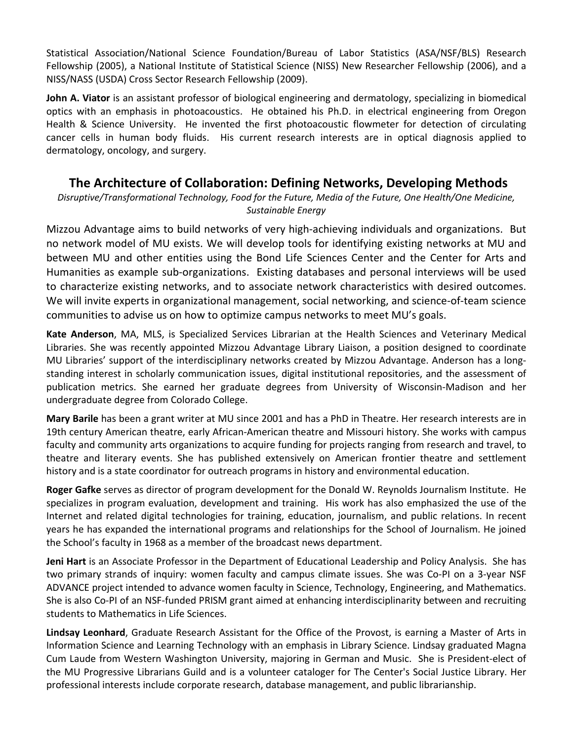Statistical Association/National Science Foundation/Bureau of Labor Statistics (ASA/NSF/BLS) Research Fellowship (2005), a National Institute of Statistical Science (NISS) New Researcher Fellowship (2006), and a NISS/NASS (USDA) Cross Sector Research Fellowship (2009).

**John A. Viator** is an assistant professor of biological engineering and dermatology, specializing in biomedical optics with an emphasis in photoacoustics. He obtained his Ph.D. in electrical engineering from Oregon Health & Science University. He invented the first photoacoustic flowmeter for detection of circulating cancer cells in human body fluids. His current research interests are in optical diagnosis applied to dermatology, oncology, and surgery.

## The Architecture of Collaboration: Defining Networks, Developing Methods

*Disruptive/Transformational Technology, Food for the Future, Media of the Future, One Health/One Medicine, Sustainable Energy*

Mizzou Advantage aims to build networks of very high-achieving individuals and organizations. But no network model of MU exists. We will develop tools for identifying existing networks at MU and between MU and other entities using the Bond Life Sciences Center and the Center for Arts and Humanities as example sub-organizations. Existing databases and personal interviews will be used to characterize existing networks, and to associate network characteristics with desired outcomes. We will invite experts in organizational management, social networking, and science-of-team science communities to advise us on how to optimize campus networks to meet MU's goals.

**Kate Anderson**, MA, MLS, is Specialized Services Librarian at the Health Sciences and Veterinary Medical Libraries. She was recently appointed Mizzou Advantage Library Liaison, a position designed to coordinate MU Libraries' support of the interdisciplinary networks created by Mizzou Advantage. Anderson has a long-standing interest in scholarly communication issues, digital institutional repositories, and the assessment of publication metrics. She earned her graduate degrees from University of Wisconsin-Madison and her undergraduate degree from Colorado College.

**Mary Barile** has been a grant writer at MU since 2001 and has a PhD in Theatre. Her research interests are in 19th century American theatre, early African-American theatre and Missouri history. She works with campus faculty and community arts organizations to acquire funding for projects ranging from research and travel, to theatre and literary events. She has published extensively on American frontier theatre and settlement history and is a state coordinator for outreach programs in history and environmental education.

**Roger Gafke** serves as director of program development for the Donald W. Reynolds Journalism Institute. He specializes in program evaluation, development and training. His work has also emphasized the use of the Internet and related digital technologies for training, education, journalism, and public relations. In recent years he has expanded the international programs and relationships for the School of Journalism. He joined the School's faculty in 1968 as a member of the broadcast news department.

**Jeni Hart** is an Associate Professor in the Department of Educational Leadership and Policy Analysis. She has two primary strands of inquiry: women faculty and campus climate issues. She was Co-PI on a 3-year NSF ADVANCE project intended to advance women faculty in Science, Technology, Engineering, and Mathematics. She is also Co-PI of an NSF-funded PRISM grant aimed at enhancing interdisciplinarity between and recruiting students to Mathematics in Life Sciences.

**Lindsay Leonhard**, Graduate Research Assistant for the Office of the Provost, is earning a Master of Arts in Information Science and Learning Technology with an emphasis in Library Science. Lindsay graduated Magna Cum Laude from Western Washington University, majoring in German and Music. She is President-elect of the MU Progressive Librarians Guild and is a volunteer cataloger for The Center's Social Justice Library. Her professional interests include corporate research, database management, and public librarianship.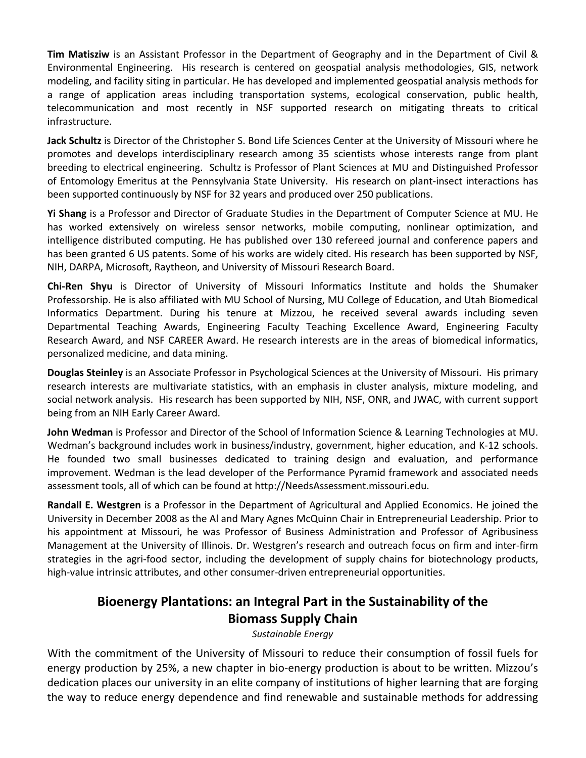**Tim Matisziw** is an Assistant Professor in the Department of Geography and in the Department of Civil & Environmental Engineering. His research is centered on geospatial analysis methodologies, GIS, network modeling, and facility siting in particular. He has developed and implemented geospatial analysis methods for a range of application areas including transportation systems, ecological conservation, public health, telecommunication and most recently in NSF supported research on mitigating threats to critical infrastructure.

**Jack Schultz** is Director of the Christopher S. Bond Life Sciences Center at the University of Missouri where he promotes and develops interdisciplinary research among 35 scientists whose interests range from plant breeding to electrical engineering. Schultz is Professor of Plant Sciences at MU and Distinguished Professor of Entomology Emeritus at the Pennsylvania State University. His research on plant-insect interactions has been supported continuously by NSF for 32 years and produced over 250 publications.

**Yi Shang** is a Professor and Director of Graduate Studies in the Department of Computer Science at MU. He has worked extensively on wireless sensor networks, mobile computing, nonlinear optimization, and intelligence distributed computing. He has published over 130 refereed journal and conference papers and has been granted 6 US patents. Some of his works are widely cited. His research has been supported by NSF, NIH, DARPA, Microsoft, Raytheon, and University of Missouri Research Board.

**Chi-Ren Shyu** is Director of University of Missouri Informatics Institute and holds the Shumaker Professorship. He is also affiliated with MU School of Nursing, MU College of Education, and Utah Biomedical Informatics Department. During his tenure at Mizzou, he received several awards including seven Departmental Teaching Awards, Engineering Faculty Teaching Excellence Award, Engineering Faculty Research Award, and NSF CAREER Award. He research interests are in the areas of biomedical informatics, personalized medicine, and data mining.

**Douglas Steinley** is an Associate Professor in Psychological Sciences at the University of Missouri. His primary research interests are multivariate statistics, with an emphasis in cluster analysis, mixture modeling, and social network analysis. His research has been supported by NIH, NSF, ONR, and JWAC, with current support being from an NIH Early Career Award.

**John Wedman** is Professor and Director of the School of Information Science & Learning Technologies at MU. Wedman's background includes work in business/industry, government, higher education, and K-12 schools. He founded two small businesses dedicated to training design and evaluation, and performance improvement. Wedman is the lead developer of the Performance Pyramid framework and associated needs assessment tools, all of which can be found at http://NeedsAssessment.missouri.edu.

**Randall E. Westgren** is a Professor in the Department of Agricultural and Applied Economics. He joined the University in December 2008 as the Al and Mary Agnes McQuinn Chair in Entrepreneurial Leadership. Prior to his appointment at Missouri, he was Professor of Business Administration and Professor of Agribusiness Management at the University of Illinois. Dr. Westgren's research and outreach focus on firm and inter-firm strategies in the agri-food sector, including the development of supply chains for biotechnology products, high-value intrinsic attributes, and other consumer-driven entrepreneurial opportunities.

## Bioenergy Plantations: an Integral Part in the Sustainability of the Biomass Supply Chain

*Sustainable Energy*

With the commitment of the University of Missouri to reduce their consumption of fossil fuels for energy production by 25%, a new chapter in bio-energy production is about to be written. Mizzou's dedication places our university in an elite company of institutions of higher learning that are forging the way to reduce energy dependence and find renewable and sustainable methods for addressing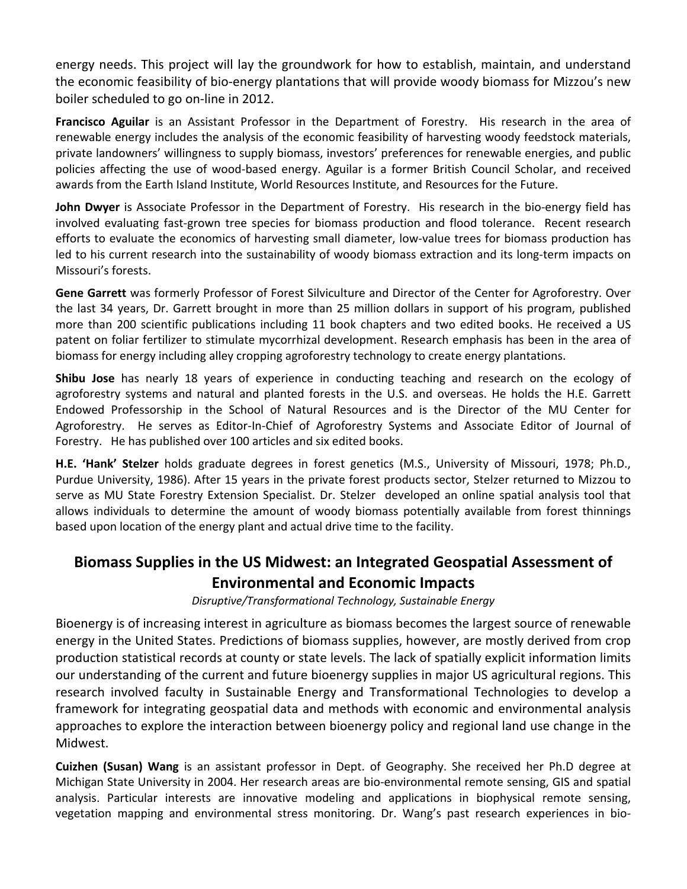energy needs. This project will lay the groundwork for how to establish, maintain, and understand the economic feasibility of bio-energy plantations that will provide woody biomass for Mizzou's new boiler scheduled to go on-line in 2012.

**Francisco Aguilar** is an Assistant Professor in the Department of Forestry. His research in the area of renewable energy includes the analysis of the economic feasibility of harvesting woody feedstock materials, private landowners' willingness to supply biomass, investors' preferences for renewable energies, and public policies affecting the use of wood-based energy. Aguilar is a former British Council Scholar, and received awards from the Earth Island Institute, World Resources Institute, and Resources for the Future.

**John Dwyer** is Associate Professor in the Department of Forestry. His research in the bio-energy field has involved evaluating fast-grown tree species for biomass production and flood tolerance. Recent research efforts to evaluate the economics of harvesting small diameter, low-value trees for biomass production has led to his current research into the sustainability of woody biomass extraction and its long-term impacts on Missouri's forests.

**Gene Garrett** was formerly Professor of Forest Silviculture and Director of the Center for Agroforestry. Over the last 34 years, Dr. Garrett brought in more than 25 million dollars in support of his program, published more than 200 scientific publications including 11 book chapters and two edited books. He received a US patent on foliar fertilizer to stimulate mycorrhizal development. Research emphasis has been in the area of biomass for energy including alley cropping agroforestry technology to create energy plantations.

**Shibu Jose** has nearly 18 years of experience in conducting teaching and research on the ecology of agroforestry systems and natural and planted forests in the U.S. and overseas. He holds the H.E. Garrett Endowed Professorship in the School of Natural Resources and is the Director of the MU Center for Agroforestry. He serves as Editor-In-Chief of Agroforestry Systems and Associate Editor of Journal of Forestry. He has published over 100 articles and six edited books.

**H.E. 'Hank' Stelzer** holds graduate degrees in forest genetics (M.S., University of Missouri, 1978; Ph.D., Purdue University, 1986). After 15 years in the private forest products sector, Stelzer returned to Mizzou to serve as MU State Forestry Extension Specialist. Dr. Stelzer developed an online spatial analysis tool that allows individuals to determine the amount of woody biomass potentially available from forest thinnings based upon location of the energy plant and actual drive time to the facility.

## Biomass Supplies in the US Midwest: an Integrated Geospatial Assessment of Environmental and Economic Impacts

*Disruptive/Transformational Technology, Sustainable Energy*

Bioenergy is of increasing interest in agriculture as biomass becomes the largest source of renewable energy in the United States. Predictions of biomass supplies, however, are mostly derived from crop production statistical records at county or state levels. The lack of spatially explicit information limits our understanding of the current and future bioenergy supplies in major US agricultural regions. This research involved faculty in Sustainable Energy and Transformational Technologies to develop a framework for integrating geospatial data and methods with economic and environmental analysis approaches to explore the interaction between bioenergy policy and regional land use change in the Midwest.

**Cuizhen (Susan) Wang** is an assistant professor in Dept. of Geography. She received her Ph.D degree at Michigan State University in 2004. Her research areas are bio-environmental remote sensing, GIS and spatial analysis. Particular interests are innovative modeling and applications in biophysical remote sensing, vegetation mapping and environmental stress monitoring. Dr. Wang's past research experiences in bio-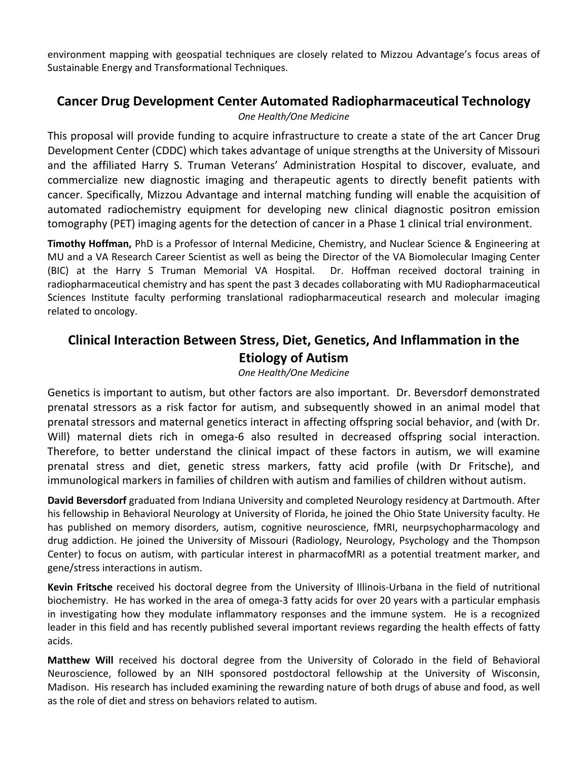environment mapping with geospatial techniques are closely related to Mizzou Advantage's focus areas of Sustainable Energy and Transformational Techniques.

## Cancer Drug Development Center Automated Radiopharmaceutical Technology

*One Health/One Medicine*

This proposal will provide funding to acquire infrastructure to create a state of the art Cancer Drug Development Center (CDDC) which takes advantage of unique strengths at the University of Missouri and the affiliated Harry S. Truman Veterans' Administration Hospital to discover, evaluate, and commercialize new diagnostic imaging and therapeutic agents to directly benefit patients with cancer. Specifically, Mizzou Advantage and internal matching funding will enable the acquisition of automated radiochemistry equipment for developing new clinical diagnostic positron emission tomography (PET) imaging agents for the detection of cancer in a Phase 1 clinical trial environment.

**Timothy Hoffman,** PhD is a Professor of Internal Medicine, Chemistry, and Nuclear Science & Engineering at MU and a VA Research Career Scientist as well as being the Director of the VA Biomolecular Imaging Center (BIC) at the Harry S Truman Memorial VA Hospital. Dr. Hoffman received doctoral training in radiopharmaceutical chemistry and has spent the past 3 decades collaborating with MU Radiopharmaceutical Sciences Institute faculty performing translational radiopharmaceutical research and molecular imaging related to oncology.

## Clinical Interaction Between Stress, Diet, Genetics, And Inflammation in the Etiology of Autism

*One Health/One Medicine*

Genetics is important to autism, but other factors are also important. Dr. Beversdorf demonstrated prenatal stressors as a risk factor for autism, and subsequently showed in an animal model that prenatal stressors and maternal genetics interact in affecting offspring social behavior, and (with Dr. Will) maternal diets rich in omega-6 also resulted in decreased offspring social interaction. Therefore, to better understand the clinical impact of these factors in autism, we will examine prenatal stress and diet, genetic stress markers, fatty acid profile (with Dr Fritsche), and immunological markers in families of children with autism and families of children without autism.

**David Beversdorf** graduated from Indiana University and completed Neurology residency at Dartmouth. After his fellowship in Behavioral Neurology at University of Florida, he joined the Ohio State University faculty. He has published on memory disorders, autism, cognitive neuroscience, fMRI, neurpsychopharmacology and drug addiction. He joined the University of Missouri (Radiology, Neurology, Psychology and the Thompson Center) to focus on autism, with particular interest in pharmacofMRI as a potential treatment marker, and gene/stress interactions in autism.

**Kevin Fritsche** received his doctoral degree from the University of Illinois-Urbana in the field of nutritional biochemistry. He has worked in the area of omega-3 fatty acids for over 20 years with a particular emphasis in investigating how they modulate inflammatory responses and the immune system. He is a recognized leader in this field and has recently published several important reviews regarding the health effects of fatty acids.

**Matthew Will** received his doctoral degree from the University of Colorado in the field of Behavioral Neuroscience, followed by an NIH sponsored postdoctoral fellowship at the University of Wisconsin, Madison. His research has included examining the rewarding nature of both drugs of abuse and food, as well as the role of diet and stress on behaviors related to autism.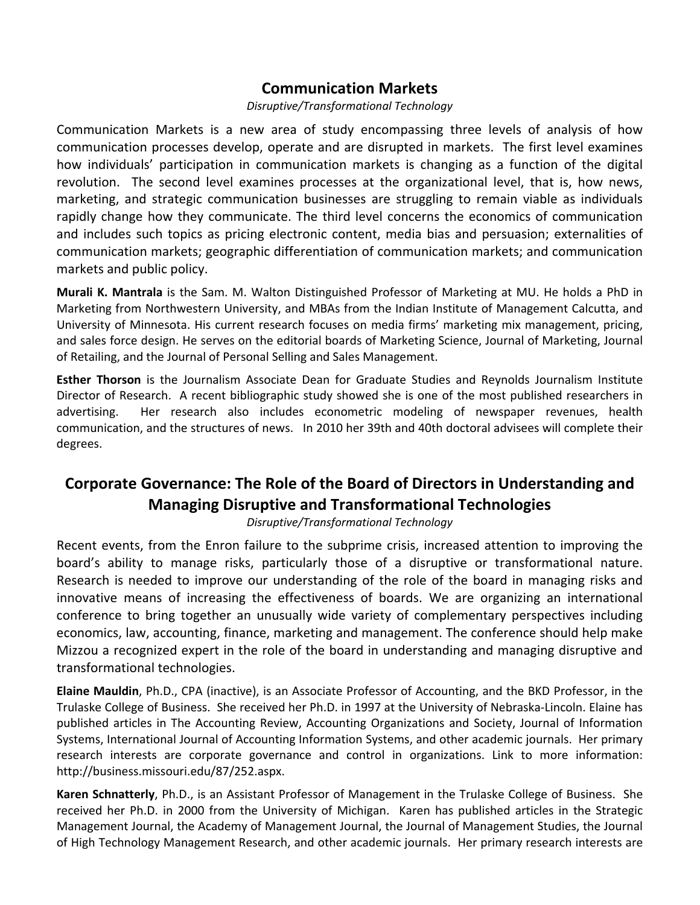## Communication Markets

*Disruptive/Transformational Technology*

Communication Markets is a new area of study encompassing three levels of analysis of how communication processes develop, operate and are disrupted in markets. The first level examines how individuals' participation in communication markets is changing as a function of the digital revolution. The second level examines processes at the organizational level, that is, how news, marketing, and strategic communication businesses are struggling to remain viable as individuals rapidly change how they communicate. The third level concerns the economics of communication and includes such topics as pricing electronic content, media bias and persuasion; externalities of communication markets; geographic differentiation of communication markets; and communication markets and public policy.

**Murali K. Mantrala** is the Sam. M. Walton Distinguished Professor of Marketing at MU. He holds a PhD in Marketing from Northwestern University, and MBAs from the Indian Institute of Management Calcutta, and University of Minnesota. His current research focuses on media firms' marketing mix management, pricing, and sales force design. He serves on the editorial boards of Marketing Science, Journal of Marketing, Journal of Retailing, and the Journal of Personal Selling and Sales Management.

**Esther Thorson** is the Journalism Associate Dean for Graduate Studies and Reynolds Journalism Institute Director of Research. A recent bibliographic study showed she is one of the most published researchers in advertising. Her research also includes econometric modeling of newspaper revenues, health communication, and the structures of news. In 2010 her 39th and 40th doctoral advisees will complete their degrees.

## Corporate Governance: The Role of the Board of Directors in Understanding and Managing Disruptive and Transformational Technologies

*Disruptive/Transformational Technology*

Recent events, from the Enron failure to the subprime crisis, increased attention to improving the board's ability to manage risks, particularly those of a disruptive or transformational nature. Research is needed to improve our understanding of the role of the board in managing risks and innovative means of increasing the effectiveness of boards. We are organizing an international conference to bring together an unusually wide variety of complementary perspectives including economics, law, accounting, finance, marketing and management. The conference should help make Mizzou a recognized expert in the role of the board in understanding and managing disruptive and transformational technologies.

**Elaine Mauldin**, Ph.D., CPA (inactive), is an Associate Professor of Accounting, and the BKD Professor, in the Trulaske College of Business. She received her Ph.D. in 1997 at the University of Nebraska-Lincoln. Elaine has published articles in The Accounting Review, Accounting Organizations and Society, Journal of Information Systems, International Journal of Accounting Information Systems, and other academic journals. Her primary research interests are corporate governance and control in organizations. Link to more information: http://business.missouri.edu/87/252.aspx.

**Karen Schnatterly**, Ph.D., is an Assistant Professor of Management in the Trulaske College of Business. She received her Ph.D. in 2000 from the University of Michigan. Karen has published articles in the Strategic Management Journal, the Academy of Management Journal, the Journal of Management Studies, the Journal of High Technology Management Research, and other academic journals. Her primary research interests are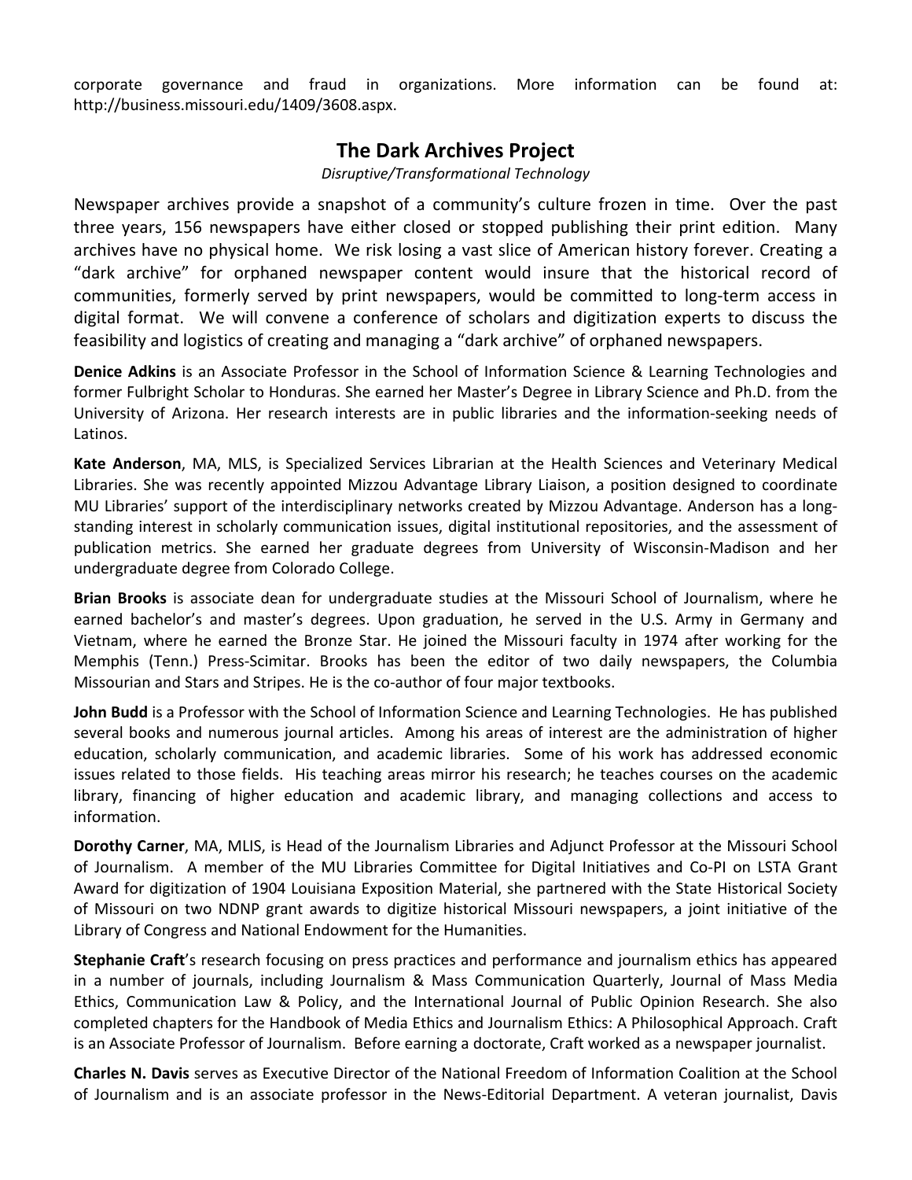corporate governance and fraud in organizations. More information can be found at: http://business.missouri.edu/1409/3608.aspx.

## The Dark Archives Project

*Disruptive/Transformational Technology*

Newspaper archives provide a snapshot of a community's culture frozen in time. Over the past three years, 156 newspapers have either closed or stopped publishing their print edition. Many archives have no physical home. We risk losing a vast slice of American history forever. Creating a "dark archive" for orphaned newspaper content would insure that the historical record of communities, formerly served by print newspapers, would be committed to long-term access in digital format. We will convene a conference of scholars and digitization experts to discuss the feasibility and logistics of creating and managing a "dark archive" of orphaned newspapers.

**Denice Adkins** is an Associate Professor in the School of Information Science & Learning Technologies and former Fulbright Scholar to Honduras. She earned her Master's Degree in Library Science and Ph.D. from the University of Arizona. Her research interests are in public libraries and the information-seeking needs of Latinos.

**Kate Anderson**, MA, MLS, is Specialized Services Librarian at the Health Sciences and Veterinary Medical Libraries. She was recently appointed Mizzou Advantage Library Liaison, a position designed to coordinate MU Libraries' support of the interdisciplinary networks created by Mizzou Advantage. Anderson has a long-standing interest in scholarly communication issues, digital institutional repositories, and the assessment of publication metrics. She earned her graduate degrees from University of Wisconsin-Madison and her undergraduate degree from Colorado College.

**Brian Brooks** is associate dean for undergraduate studies at the Missouri School of Journalism, where he earned bachelor's and master's degrees. Upon graduation, he served in the U.S. Army in Germany and Vietnam, where he earned the Bronze Star. He joined the Missouri faculty in 1974 after working for the Memphis (Tenn.) Press-Scimitar. Brooks has been the editor of two daily newspapers, the Columbia Missourian and Stars and Stripes. He is the co-author of four major textbooks.

**John Budd** is a Professor with the School of Information Science and Learning Technologies. He has published several books and numerous journal articles. Among his areas of interest are the administration of higher education, scholarly communication, and academic libraries. Some of his work has addressed economic issues related to those fields. His teaching areas mirror his research; he teaches courses on the academic library, financing of higher education and academic library, and managing collections and access to information.

**Dorothy Carner**, MA, MLIS, is Head of the Journalism Libraries and Adjunct Professor at the Missouri School of Journalism. A member of the MU Libraries Committee for Digital Initiatives and Co-PI on LSTA Grant Award for digitization of 1904 Louisiana Exposition Material, she partnered with the State Historical Society of Missouri on two NDNP grant awards to digitize historical Missouri newspapers, a joint initiative of the Library of Congress and National Endowment for the Humanities.

**Stephanie Craft**'s research focusing on press practices and performance and journalism ethics has appeared in a number of journals, including Journalism & Mass Communication Quarterly, Journal of Mass Media Ethics, Communication Law & Policy, and the International Journal of Public Opinion Research. She also completed chapters for the Handbook of Media Ethics and Journalism Ethics: A Philosophical Approach. Craft is an Associate Professor of Journalism. Before earning a doctorate, Craft worked as a newspaper journalist.

**Charles N. Davis** serves as Executive Director of the National Freedom of Information Coalition at the School of Journalism and is an associate professor in the News-Editorial Department. A veteran journalist, Davis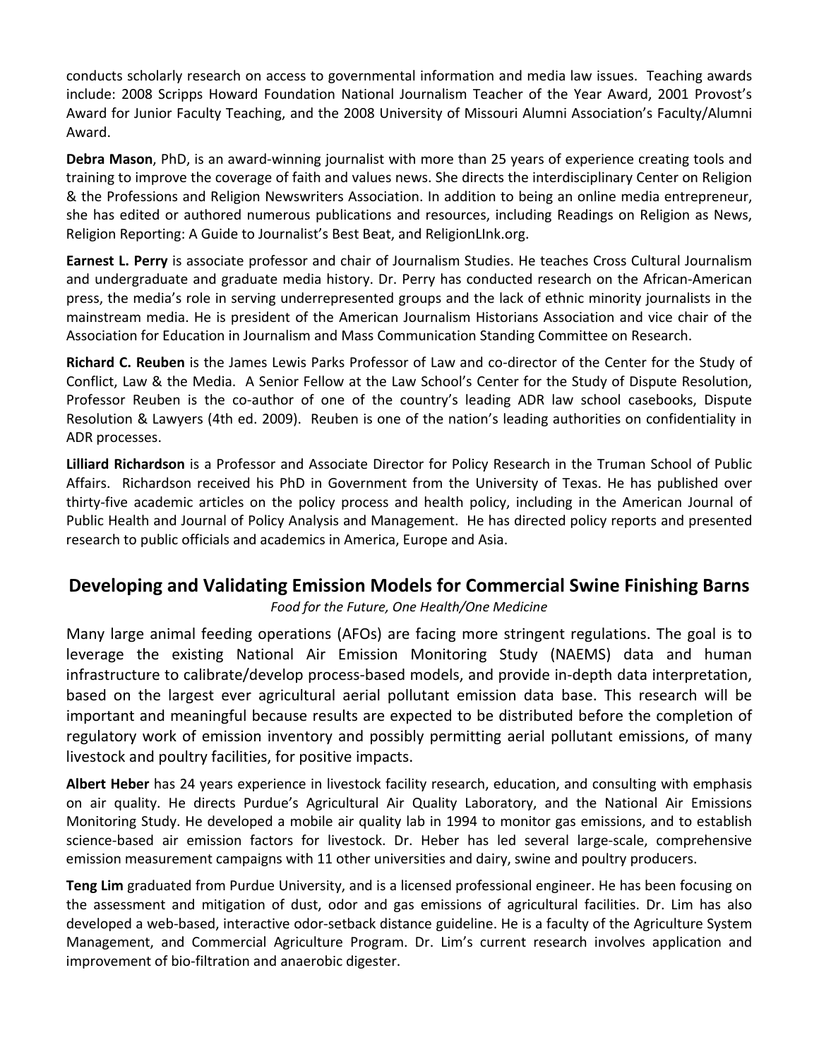conducts scholarly research on access to governmental information and media law issues. Teaching awards include: 2008 Scripps Howard Foundation National Journalism Teacher of the Year Award, 2001 Provost's Award for Junior Faculty Teaching, and the 2008 University of Missouri Alumni Association's Faculty/Alumni Award.

**Debra Mason**, PhD, is an award-winning journalist with more than 25 years of experience creating tools and training to improve the coverage of faith and values news. She directs the interdisciplinary Center on Religion & the Professions and Religion Newswriters Association. In addition to being an online media entrepreneur, she has edited or authored numerous publications and resources, including Readings on Religion as News, Religion Reporting: A Guide to Journalist's Best Beat, and ReligionLInk.org.

**Earnest L. Perry** is associate professor and chair of Journalism Studies. He teaches Cross Cultural Journalism and undergraduate and graduate media history. Dr. Perry has conducted research on the African-American press, the media's role in serving underrepresented groups and the lack of ethnic minority journalists in the mainstream media. He is president of the American Journalism Historians Association and vice chair of the Association for Education in Journalism and Mass Communication Standing Committee on Research.

**Richard C. Reuben** is the James Lewis Parks Professor of Law and co-director of the Center for the Study of Conflict, Law & the Media. A Senior Fellow at the Law School's Center for the Study of Dispute Resolution, Professor Reuben is the co-author of one of the country's leading ADR law school casebooks, Dispute Resolution & Lawyers (4th ed. 2009). Reuben is one of the nation's leading authorities on confidentiality in ADR processes.

**Lilliard Richardson** is a Professor and Associate Director for Policy Research in the Truman School of Public Affairs. Richardson received his PhD in Government from the University of Texas. He has published over thirty-five academic articles on the policy process and health policy, including in the American Journal of Public Health and Journal of Policy Analysis and Management. He has directed policy reports and presented research to public officials and academics in America, Europe and Asia.

## Developing and Validating Emission Models for Commercial Swine Finishing Barns

*Food for the Future, One Health/One Medicine*

Many large animal feeding operations (AFOs) are facing more stringent regulations. The goal is to leverage the existing National Air Emission Monitoring Study (NAEMS) data and human infrastructure to calibrate/develop process-based models, and provide in-depth data interpretation, based on the largest ever agricultural aerial pollutant emission data base. This research will be important and meaningful because results are expected to be distributed before the completion of regulatory work of emission inventory and possibly permitting aerial pollutant emissions, of many livestock and poultry facilities, for positive impacts.

**Albert Heber** has 24 years experience in livestock facility research, education, and consulting with emphasis on air quality. He directs Purdue's Agricultural Air Quality Laboratory, and the National Air Emissions Monitoring Study. He developed a mobile air quality lab in 1994 to monitor gas emissions, and to establish science-based air emission factors for livestock. Dr. Heber has led several large-scale, comprehensive emission measurement campaigns with 11 other universities and dairy, swine and poultry producers.

**Teng Lim** graduated from Purdue University, and is a licensed professional engineer. He has been focusing on the assessment and mitigation of dust, odor and gas emissions of agricultural facilities. Dr. Lim has also developed a web-based, interactive odor-setback distance guideline. He is a faculty of the Agriculture System Management, and Commercial Agriculture Program. Dr. Lim's current research involves application and improvement of bio-filtration and anaerobic digester.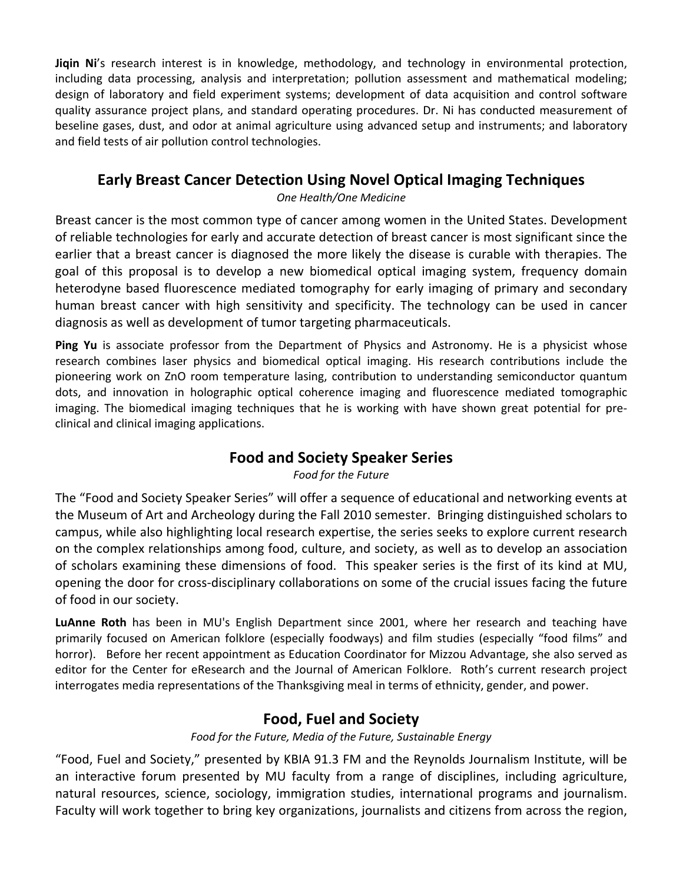**Jiqin Ni**'s research interest is in knowledge, methodology, and technology in environmental protection, including data processing, analysis and interpretation; pollution assessment and mathematical modeling; design of laboratory and field experiment systems; development of data acquisition and control software quality assurance project plans, and standard operating procedures. Dr. Ni has conducted measurement of beseline gases, dust, and odor at animal agriculture using advanced setup and instruments; and laboratory and field tests of air pollution control technologies.

## Early Breast Cancer Detection Using Novel Optical Imaging Techniques

*One Health/One Medicine*

Breast cancer is the most common type of cancer among women in the United States. Development of reliable technologies for early and accurate detection of breast cancer is most significant since the earlier that a breast cancer is diagnosed the more likely the disease is curable with therapies. The goal of this proposal is to develop a new biomedical optical imaging system, frequency domain heterodyne based fluorescence mediated tomography for early imaging of primary and secondary human breast cancer with high sensitivity and specificity. The technology can be used in cancer diagnosis as well as development of tumor targeting pharmaceuticals.

**Ping Yu** is associate professor from the Department of Physics and Astronomy. He is a physicist whose research combines laser physics and biomedical optical imaging. His research contributions include the pioneering work on ZnO room temperature lasing, contribution to understanding semiconductor quantum dots, and innovation in holographic optical coherence imaging and fluorescence mediated tomographic imaging. The biomedical imaging techniques that he is working with have shown great potential for pre-clinical and clinical imaging applications.

## Food and Society Speaker Series

*Food for the Future*

The "Food and Society Speaker Series" will offer a sequence of educational and networking events at the Museum of Art and Archeology during the Fall 2010 semester. Bringing distinguished scholars to campus, while also highlighting local research expertise, the series seeks to explore current research on the complex relationships among food, culture, and society, as well as to develop an association of scholars examining these dimensions of food. This speaker series is the first of its kind at MU, opening the door for cross-disciplinary collaborations on some of the crucial issues facing the future of food in our society.

**LuAnne Roth** has been in MU's English Department since 2001, where her research and teaching have primarily focused on American folklore (especially foodways) and film studies (especially "food films" and horror). Before her recent appointment as Education Coordinator for Mizzou Advantage, she also served as editor for the Center for eResearch and the Journal of American Folklore. Roth's current research project interrogates media representations of the Thanksgiving meal in terms of ethnicity, gender, and power.

## Food, Fuel and Society

*Food for the Future, Media of the Future, Sustainable Energy*

"Food, Fuel and Society," presented by KBIA 91.3 FM and the Reynolds Journalism Institute, will be an interactive forum presented by MU faculty from a range of disciplines, including agriculture, natural resources, science, sociology, immigration studies, international programs and journalism. Faculty will work together to bring key organizations, journalists and citizens from across the region,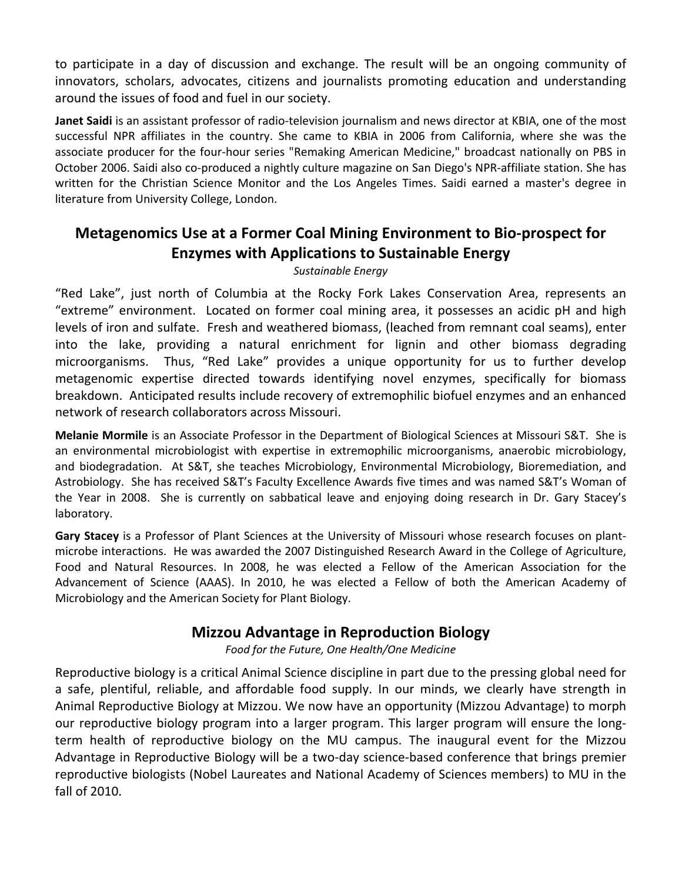to participate in a day of discussion and exchange. The result will be an ongoing community of innovators, scholars, advocates, citizens and journalists promoting education and understanding around the issues of food and fuel in our society.

**Janet Saidi** is an assistant professor of radio-television journalism and news director at KBIA, one of the most successful NPR affiliates in the country. She came to KBIA in 2006 from California, where she was the associate producer for the four-hour series "Remaking American Medicine," broadcast nationally on PBS in October 2006. Saidi also co-produced a nightly culture magazine on San Diego's NPR-affiliate station. She has written for the Christian Science Monitor and the Los Angeles Times. Saidi earned a master's degree in literature from University College, London.

## Metagenomics Use at a Former Coal Mining Environment to Bio-prospect for Enzymes with Applications to Sustainable Energy

*Sustainable Energy*

"Red Lake", just north of Columbia at the Rocky Fork Lakes Conservation Area, represents an "extreme" environment. Located on former coal mining area, it possesses an acidic pH and high levels of iron and sulfate. Fresh and weathered biomass, (leached from remnant coal seams), enter into the lake, providing a natural enrichment for lignin and other biomass degrading microorganisms. Thus, "Red Lake" provides a unique opportunity for us to further develop metagenomic expertise directed towards identifying novel enzymes, specifically for biomass breakdown. Anticipated results include recovery of extremophilic biofuel enzymes and an enhanced network of research collaborators across Missouri.

**Melanie Mormile** is an Associate Professor in the Department of Biological Sciences at Missouri S&T. She is an environmental microbiologist with expertise in extremophilic microorganisms, anaerobic microbiology, and biodegradation. At S&T, she teaches Microbiology, Environmental Microbiology, Bioremediation, and Astrobiology. She has received S&T's Faculty Excellence Awards five times and was named S&T's Woman of the Year in 2008. She is currently on sabbatical leave and enjoying doing research in Dr. Gary Stacey's laboratory.

**Gary Stacey** is a Professor of Plant Sciences at the University of Missouri whose research focuses on plant-microbe interactions. He was awarded the 2007 Distinguished Research Award in the College of Agriculture, Food and Natural Resources. In 2008, he was elected a Fellow of the American Association for the Advancement of Science (AAAS). In 2010, he was elected a Fellow of both the American Academy of Microbiology and the American Society for Plant Biology.

## Mizzou Advantage in Reproduction Biology

*Food for the Future, One Health/One Medicine*

Reproductive biology is a critical Animal Science discipline in part due to the pressing global need for a safe, plentiful, reliable, and affordable food supply. In our minds, we clearly have strength in Animal Reproductive Biology at Mizzou. We now have an opportunity (Mizzou Advantage) to morph our reproductive biology program into a larger program. This larger program will ensure the long-term health of reproductive biology on the MU campus. The inaugural event for the Mizzou Advantage in Reproductive Biology will be a two-day science-based conference that brings premier reproductive biologists (Nobel Laureates and National Academy of Sciences members) to MU in the fall of 2010.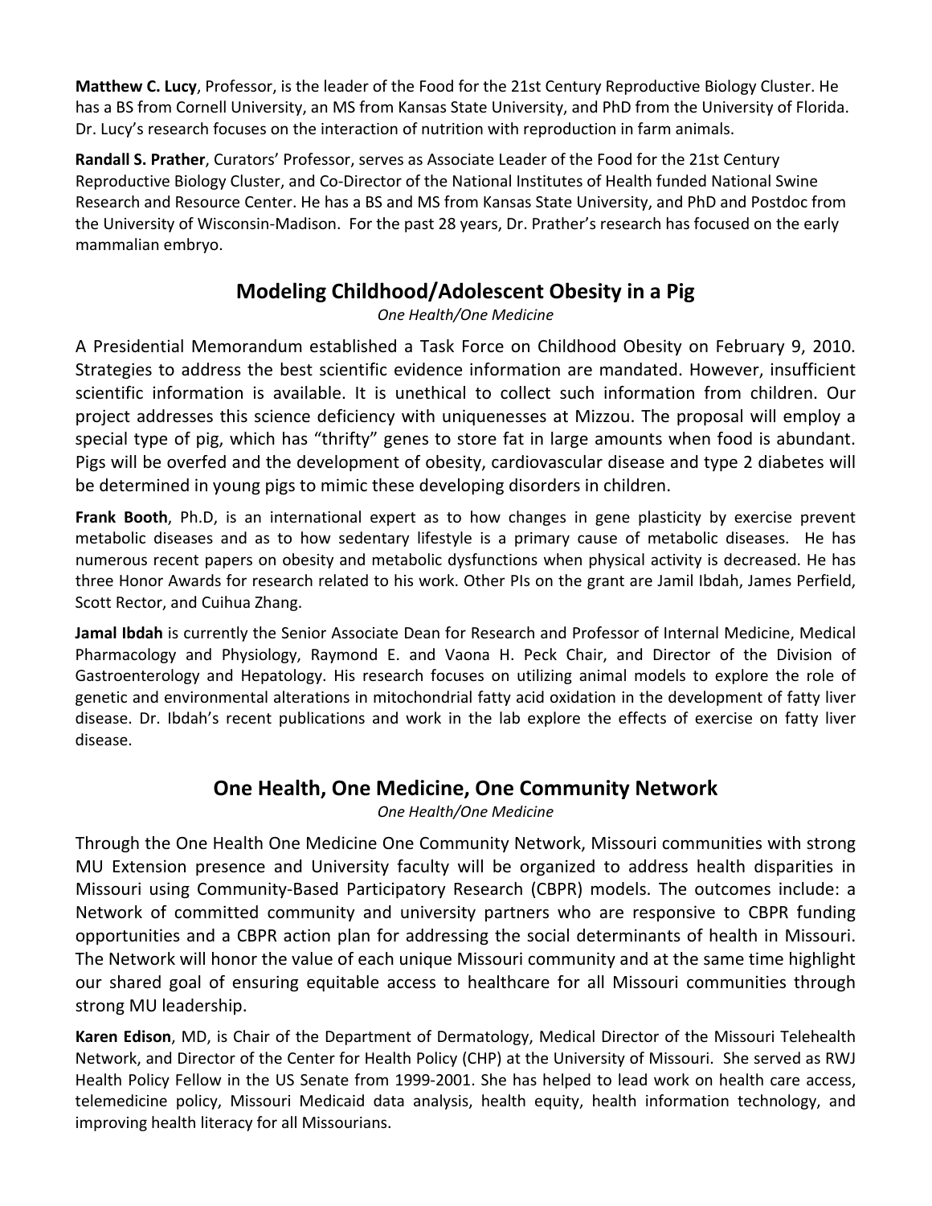**Matthew C. Lucy**, Professor, is the leader of the Food for the 21st Century Reproductive Biology Cluster. He has a BS from Cornell University, an MS from Kansas State University, and PhD from the University of Florida. Dr. Lucy's research focuses on the interaction of nutrition with reproduction in farm animals.

**Randall S. Prather**, Curators' Professor, serves as Associate Leader of the Food for the 21st Century Reproductive Biology Cluster, and Co-Director of the National Institutes of Health funded National Swine Research and Resource Center. He has a BS and MS from Kansas State University, and PhD and Postdoc from the University of Wisconsin-Madison. For the past 28 years, Dr. Prather's research has focused on the early mammalian embryo.

## Modeling Childhood/Adolescent Obesity in a Pig

*One Health/One Medicine*

A Presidential Memorandum established a Task Force on Childhood Obesity on February 9, 2010. Strategies to address the best scientific evidence information are mandated. However, insufficient scientific information is available. It is unethical to collect such information from children. Our project addresses this science deficiency with uniquenesses at Mizzou. The proposal will employ a special type of pig, which has "thrifty" genes to store fat in large amounts when food is abundant. Pigs will be overfed and the development of obesity, cardiovascular disease and type 2 diabetes will be determined in young pigs to mimic these developing disorders in children.

**Frank Booth**, Ph.D, is an international expert as to how changes in gene plasticity by exercise prevent metabolic diseases and as to how sedentary lifestyle is a primary cause of metabolic diseases. He has numerous recent papers on obesity and metabolic dysfunctions when physical activity is decreased. He has three Honor Awards for research related to his work. Other PIs on the grant are Jamil Ibdah, James Perfield, Scott Rector, and Cuihua Zhang.

**Jamal Ibdah** is currently the Senior Associate Dean for Research and Professor of Internal Medicine, Medical Pharmacology and Physiology, Raymond E. and Vaona H. Peck Chair, and Director of the Division of Gastroenterology and Hepatology. His research focuses on utilizing animal models to explore the role of genetic and environmental alterations in mitochondrial fatty acid oxidation in the development of fatty liver disease. Dr. Ibdah's recent publications and work in the lab explore the effects of exercise on fatty liver disease.

## One Health, One Medicine, One Community Network

*One Health/One Medicine*

Through the One Health One Medicine One Community Network, Missouri communities with strong MU Extension presence and University faculty will be organized to address health disparities in Missouri using Community-Based Participatory Research (CBPR) models. The outcomes include: a Network of committed community and university partners who are responsive to CBPR funding opportunities and a CBPR action plan for addressing the social determinants of health in Missouri. The Network will honor the value of each unique Missouri community and at the same time highlight our shared goal of ensuring equitable access to healthcare for all Missouri communities through strong MU leadership.

**Karen Edison**, MD, is Chair of the Department of Dermatology, Medical Director of the Missouri Telehealth Network, and Director of the Center for Health Policy (CHP) at the University of Missouri. She served as RWJ Health Policy Fellow in the US Senate from 1999-2001. She has helped to lead work on health care access, telemedicine policy, Missouri Medicaid data analysis, health equity, health information technology, and improving health literacy for all Missourians.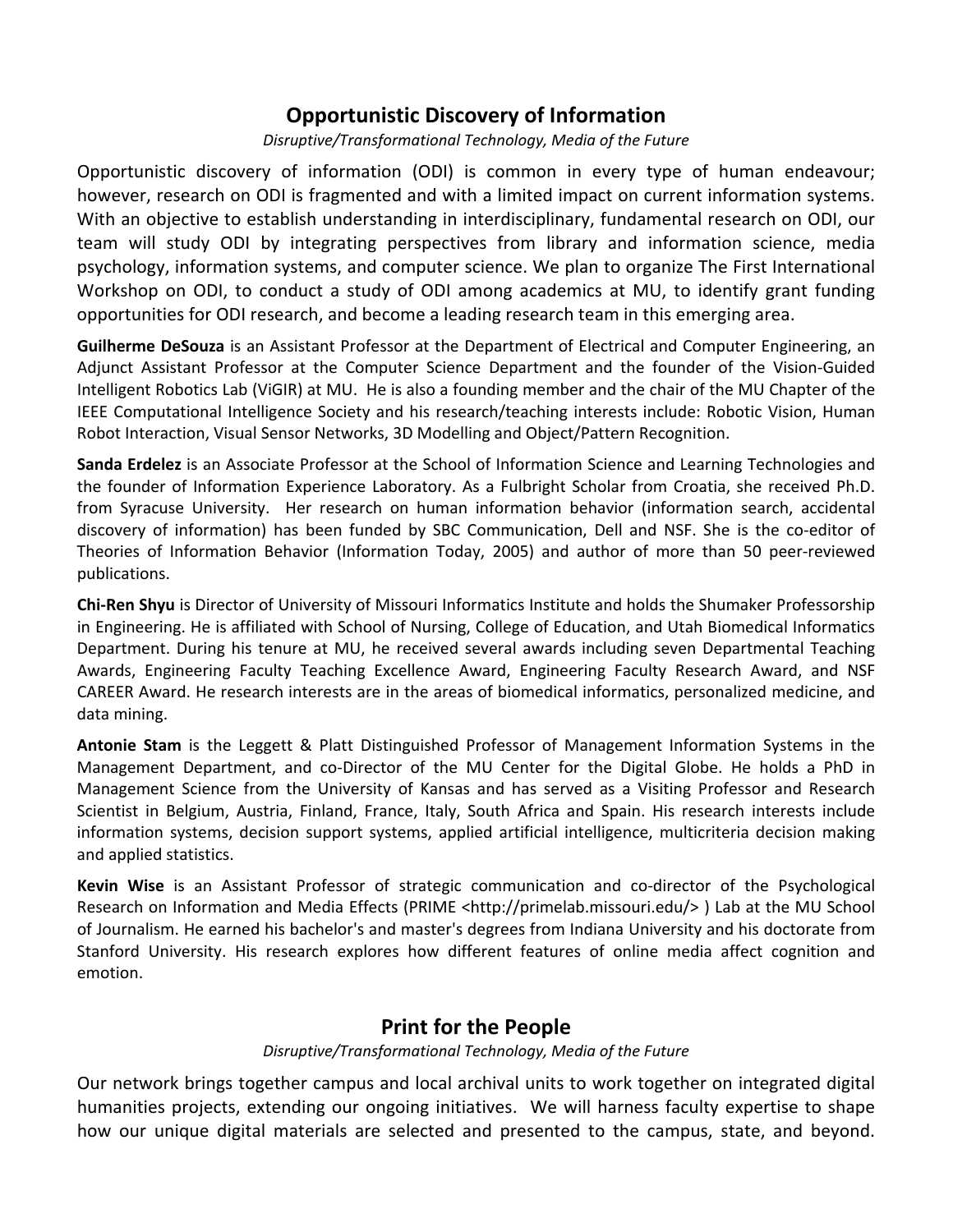## Opportunistic Discovery of Information

*Disruptive/Transformational Technology, Media of the Future*

Opportunistic discovery of information (ODI) is common in every type of human endeavour; however, research on ODI is fragmented and with a limited impact on current information systems. With an objective to establish understanding in interdisciplinary, fundamental research on ODI, our team will study ODI by integrating perspectives from library and information science, media psychology, information systems, and computer science. We plan to organize The First International Workshop on ODI, to conduct a study of ODI among academics at MU, to identify grant funding opportunities for ODI research, and become a leading research team in this emerging area.

**Guilherme DeSouza** is an Assistant Professor at the Department of Electrical and Computer Engineering, an Adjunct Assistant Professor at the Computer Science Department and the founder of the Vision-Guided Intelligent Robotics Lab (ViGIR) at MU. He is also a founding member and the chair of the MU Chapter of the IEEE Computational Intelligence Society and his research/teaching interests include: Robotic Vision, Human Robot Interaction, Visual Sensor Networks, 3D Modelling and Object/Pattern Recognition.

**Sanda Erdelez** is an Associate Professor at the School of Information Science and Learning Technologies and the founder of Information Experience Laboratory. As a Fulbright Scholar from Croatia, she received Ph.D. from Syracuse University. Her research on human information behavior (information search, accidental discovery of information) has been funded by SBC Communication, Dell and NSF. She is the co-editor of Theories of Information Behavior (Information Today, 2005) and author of more than 50 peer-reviewed publications.

**Chi-Ren Shyu** is Director of University of Missouri Informatics Institute and holds the Shumaker Professorship in Engineering. He is affiliated with School of Nursing, College of Education, and Utah Biomedical Informatics Department. During his tenure at MU, he received several awards including seven Departmental Teaching Awards, Engineering Faculty Teaching Excellence Award, Engineering Faculty Research Award, and NSF CAREER Award. He research interests are in the areas of biomedical informatics, personalized medicine, and data mining.

**Antonie Stam** is the Leggett & Platt Distinguished Professor of Management Information Systems in the Management Department, and co-Director of the MU Center for the Digital Globe. He holds a PhD in Management Science from the University of Kansas and has served as a Visiting Professor and Research Scientist in Belgium, Austria, Finland, France, Italy, South Africa and Spain. His research interests include information systems, decision support systems, applied artificial intelligence, multicriteria decision making and applied statistics.

**Kevin Wise** is an Assistant Professor of strategic communication and co-director of the Psychological Research on Information and Media Effects (PRIME <http://primelab.missouri.edu/> ) Lab at the MU School of Journalism. He earned his bachelor's and master's degrees from Indiana University and his doctorate from Stanford University. His research explores how different features of online media affect cognition and emotion.

## Print for the People

*Disruptive/Transformational Technology, Media of the Future*

Our network brings together campus and local archival units to work together on integrated digital humanities projects, extending our ongoing initiatives. We will harness faculty expertise to shape how our unique digital materials are selected and presented to the campus, state, and beyond.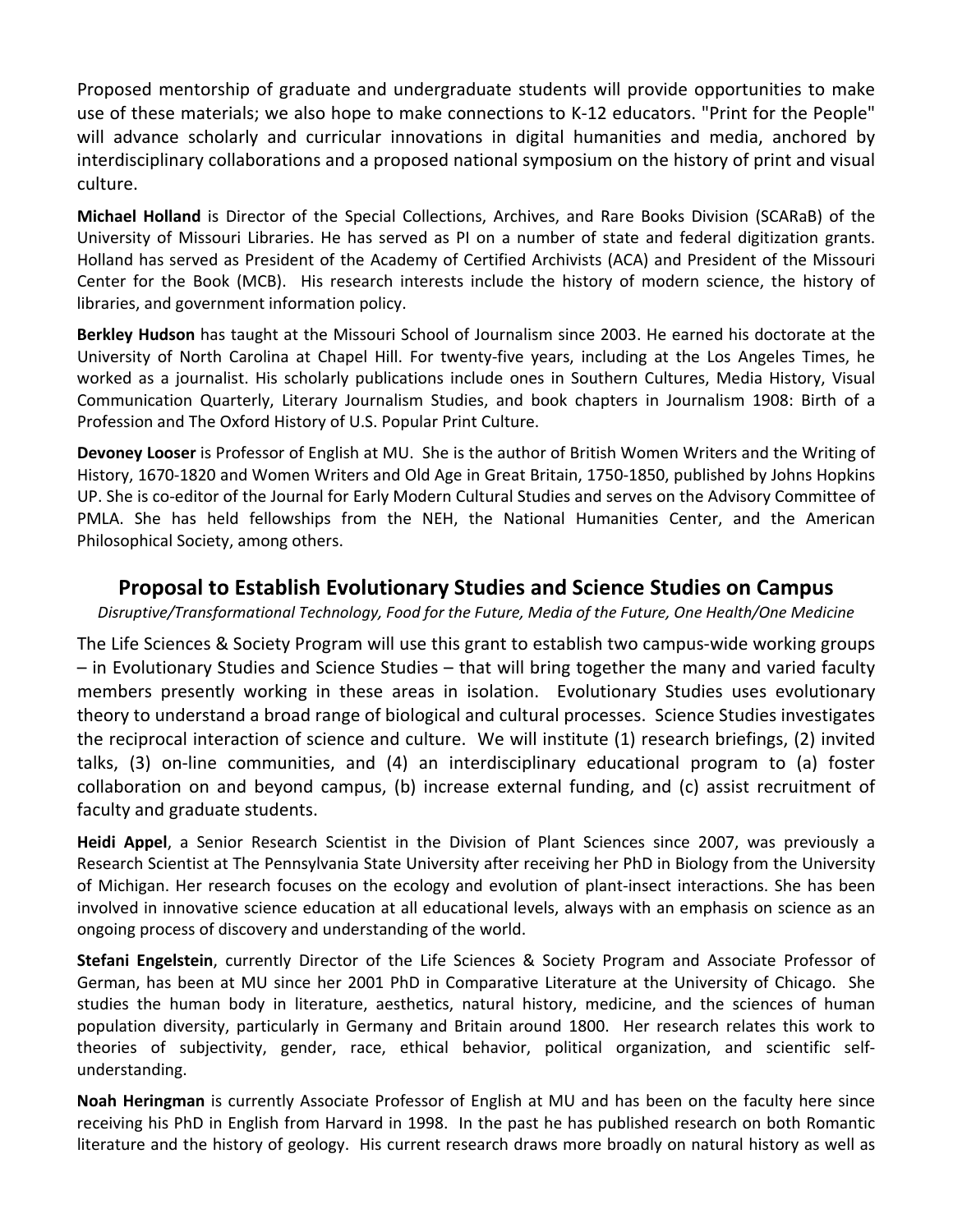Proposed mentorship of graduate and undergraduate students will provide opportunities to make use of these materials; we also hope to make connections to K-12 educators. "Print for the People" will advance scholarly and curricular innovations in digital humanities and media, anchored by interdisciplinary collaborations and a proposed national symposium on the history of print and visual culture.

**Michael Holland** is Director of the Special Collections, Archives, and Rare Books Division (SCARaB) of the University of Missouri Libraries. He has served as PI on a number of state and federal digitization grants. Holland has served as President of the Academy of Certified Archivists (ACA) and President of the Missouri Center for the Book (MCB). His research interests include the history of modern science, the history of libraries, and government information policy.

**Berkley Hudson** has taught at the Missouri School of Journalism since 2003. He earned his doctorate at the University of North Carolina at Chapel Hill. For twenty-five years, including at the Los Angeles Times, he worked as a journalist. His scholarly publications include ones in Southern Cultures, Media History, Visual Communication Quarterly, Literary Journalism Studies, and book chapters in Journalism 1908: Birth of a Profession and The Oxford History of U.S. Popular Print Culture.

**Devoney Looser** is Professor of English at MU. She is the author of British Women Writers and the Writing of History, 1670-1820 and Women Writers and Old Age in Great Britain, 1750-1850, published by Johns Hopkins UP. She is co-editor of the Journal for Early Modern Cultural Studies and serves on the Advisory Committee of PMLA. She has held fellowships from the NEH, the National Humanities Center, and the American Philosophical Society, among others.

## Proposal to Establish Evolutionary Studies and Science Studies on Campus

*Disruptive/Transformational Technology, Food for the Future, Media of the Future, One Health/One Medicine*

The Life Sciences & Society Program will use this grant to establish two campus-wide working groups – in Evolutionary Studies and Science Studies – that will bring together the many and varied faculty members presently working in these areas in isolation. Evolutionary Studies uses evolutionary theory to understand a broad range of biological and cultural processes. Science Studies investigates the reciprocal interaction of science and culture. We will institute (1) research briefings, (2) invited talks, (3) on-line communities, and (4) an interdisciplinary educational program to (a) foster collaboration on and beyond campus, (b) increase external funding, and (c) assist recruitment of faculty and graduate students.

**Heidi Appel**, a Senior Research Scientist in the Division of Plant Sciences since 2007, was previously a Research Scientist at The Pennsylvania State University after receiving her PhD in Biology from the University of Michigan. Her research focuses on the ecology and evolution of plant-insect interactions. She has been involved in innovative science education at all educational levels, always with an emphasis on science as an ongoing process of discovery and understanding of the world.

**Stefani Engelstein**, currently Director of the Life Sciences & Society Program and Associate Professor of German, has been at MU since her 2001 PhD in Comparative Literature at the University of Chicago. She studies the human body in literature, aesthetics, natural history, medicine, and the sciences of human population diversity, particularly in Germany and Britain around 1800. Her research relates this work to theories of subjectivity, gender, race, ethical behavior, political organization, and scientific self-understanding.

**Noah Heringman** is currently Associate Professor of English at MU and has been on the faculty here since receiving his PhD in English from Harvard in 1998. In the past he has published research on both Romantic literature and the history of geology. His current research draws more broadly on natural history as well as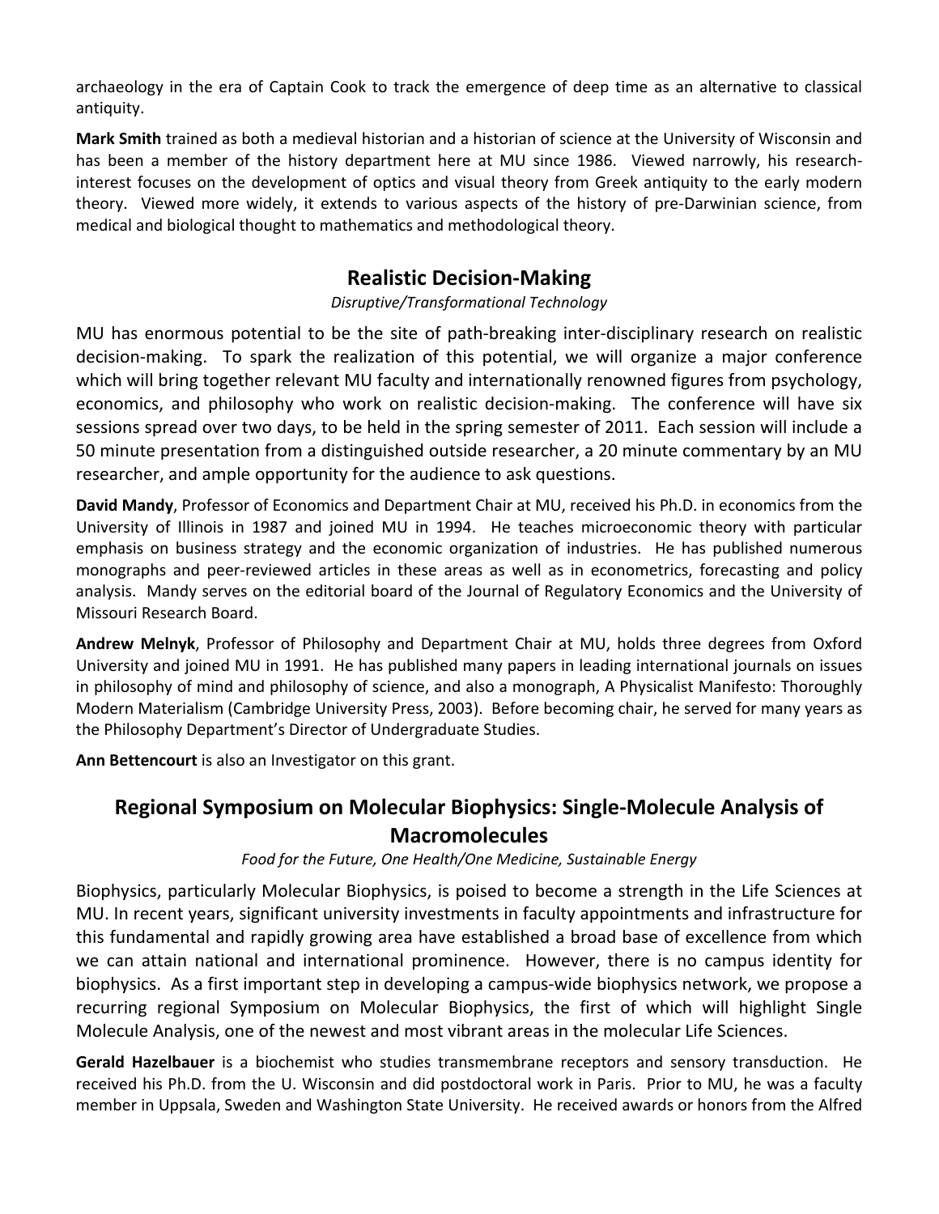archaeology in the era of Captain Cook to track the emergence of deep time as an alternative to classical antiquity.

**Mark Smith** trained as both a medieval historian and a historian of science at the University of Wisconsin and has been a member of the history department here at MU since 1986. Viewed narrowly, his research-interest focuses on the development of optics and visual theory from Greek antiquity to the early modern theory. Viewed more widely, it extends to various aspects of the history of pre-Darwinian science, from medical and biological thought to mathematics and methodological theory.

## Realistic Decision-Making

*Disruptive/Transformational Technology*

MU has enormous potential to be the site of path-breaking inter-disciplinary research on realistic decision-making. To spark the realization of this potential, we will organize a major conference which will bring together relevant MU faculty and internationally renowned figures from psychology, economics, and philosophy who work on realistic decision-making. The conference will have six sessions spread over two days, to be held in the spring semester of 2011. Each session will include a 50 minute presentation from a distinguished outside researcher, a 20 minute commentary by an MU researcher, and ample opportunity for the audience to ask questions.

**David Mandy**, Professor of Economics and Department Chair at MU, received his Ph.D. in economics from the University of Illinois in 1987 and joined MU in 1994. He teaches microeconomic theory with particular emphasis on business strategy and the economic organization of industries. He has published numerous monographs and peer-reviewed articles in these areas as well as in econometrics, forecasting and policy analysis. Mandy serves on the editorial board of the Journal of Regulatory Economics and the University of Missouri Research Board.

**Andrew Melnyk**, Professor of Philosophy and Department Chair at MU, holds three degrees from Oxford University and joined MU in 1991. He has published many papers in leading international journals on issues in philosophy of mind and philosophy of science, and also a monograph, A Physicalist Manifesto: Thoroughly Modern Materialism (Cambridge University Press, 2003). Before becoming chair, he served for many years as the Philosophy Department's Director of Undergraduate Studies.

**Ann Bettencourt** is also an Investigator on this grant.

## Regional Symposium on Molecular Biophysics: Single-Molecule Analysis of Macromolecules

*Food for the Future, One Health/One Medicine, Sustainable Energy*

Biophysics, particularly Molecular Biophysics, is poised to become a strength in the Life Sciences at MU. In recent years, significant university investments in faculty appointments and infrastructure for this fundamental and rapidly growing area have established a broad base of excellence from which we can attain national and international prominence. However, there is no campus identity for biophysics. As a first important step in developing a campus-wide biophysics network, we propose a recurring regional Symposium on Molecular Biophysics, the first of which will highlight Single Molecule Analysis, one of the newest and most vibrant areas in the molecular Life Sciences.

**Gerald Hazelbauer** is a biochemist who studies transmembrane receptors and sensory transduction. He received his Ph.D. from the U. Wisconsin and did postdoctoral work in Paris. Prior to MU, he was a faculty member in Uppsala, Sweden and Washington State University. He received awards or honors from the Alfred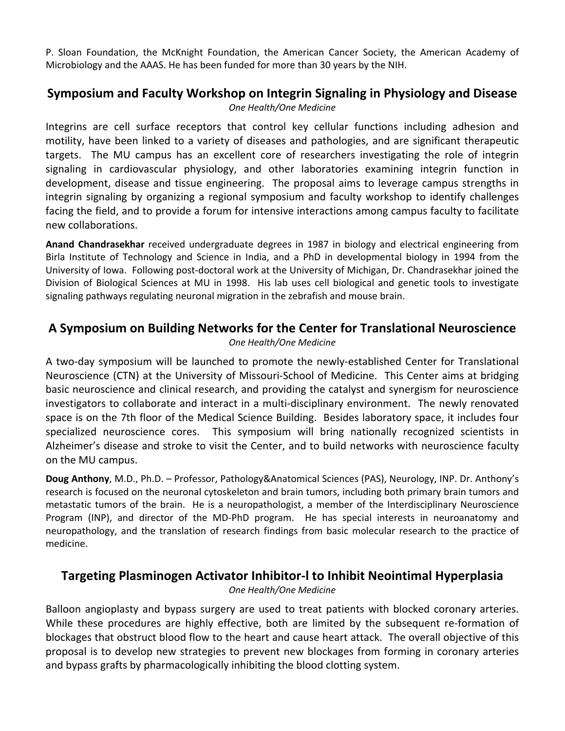P. Sloan Foundation, the McKnight Foundation, the American Cancer Society, the American Academy of Microbiology and the AAAS. He has been funded for more than 30 years by the NIH.

## Symposium and Faculty Workshop on Integrin Signaling in Physiology and Disease

*One Health/One Medicine*

Integrins are cell surface receptors that control key cellular functions including adhesion and motility, have been linked to a variety of diseases and pathologies, and are significant therapeutic targets. The MU campus has an excellent core of researchers investigating the role of integrin signaling in cardiovascular physiology, and other laboratories examining integrin function in development, disease and tissue engineering. The proposal aims to leverage campus strengths in integrin signaling by organizing a regional symposium and faculty workshop to identify challenges facing the field, and to provide a forum for intensive interactions among campus faculty to facilitate new collaborations.

**Anand Chandrasekhar** received undergraduate degrees in 1987 in biology and electrical engineering from Birla Institute of Technology and Science in India, and a PhD in developmental biology in 1994 from the University of Iowa. Following post-doctoral work at the University of Michigan, Dr. Chandrasekhar joined the Division of Biological Sciences at MU in 1998. His lab uses cell biological and genetic tools to investigate signaling pathways regulating neuronal migration in the zebrafish and mouse brain.

## A Symposium on Building Networks for the Center for Translational Neuroscience

*One Health/One Medicine*

A two-day symposium will be launched to promote the newly-established Center for Translational Neuroscience (CTN) at the University of Missouri-School of Medicine. This Center aims at bridging basic neuroscience and clinical research, and providing the catalyst and synergism for neuroscience investigators to collaborate and interact in a multi-disciplinary environment. The newly renovated space is on the 7th floor of the Medical Science Building. Besides laboratory space, it includes four specialized neuroscience cores. This symposium will bring nationally recognized scientists in Alzheimer's disease and stroke to visit the Center, and to build networks with neuroscience faculty on the MU campus.

**Doug Anthony**, M.D., Ph.D. – Professor, Pathology&Anatomical Sciences (PAS), Neurology, INP. Dr. Anthony's research is focused on the neuronal cytoskeleton and brain tumors, including both primary brain tumors and metastatic tumors of the brain. He is a neuropathologist, a member of the Interdisciplinary Neuroscience Program (INP), and director of the MD-PhD program. He has special interests in neuroanatomy and neuropathology, and the translation of research findings from basic molecular research to the practice of medicine.

## Targeting Plasminogen Activator Inhibitor-l to Inhibit Neointimal Hyperplasia

*One Health/One Medicine*

Balloon angioplasty and bypass surgery are used to treat patients with blocked coronary arteries. While these procedures are highly effective, both are limited by the subsequent re-formation of blockages that obstruct blood flow to the heart and cause heart attack. The overall objective of this proposal is to develop new strategies to prevent new blockages from forming in coronary arteries and bypass grafts by pharmacologically inhibiting the blood clotting system.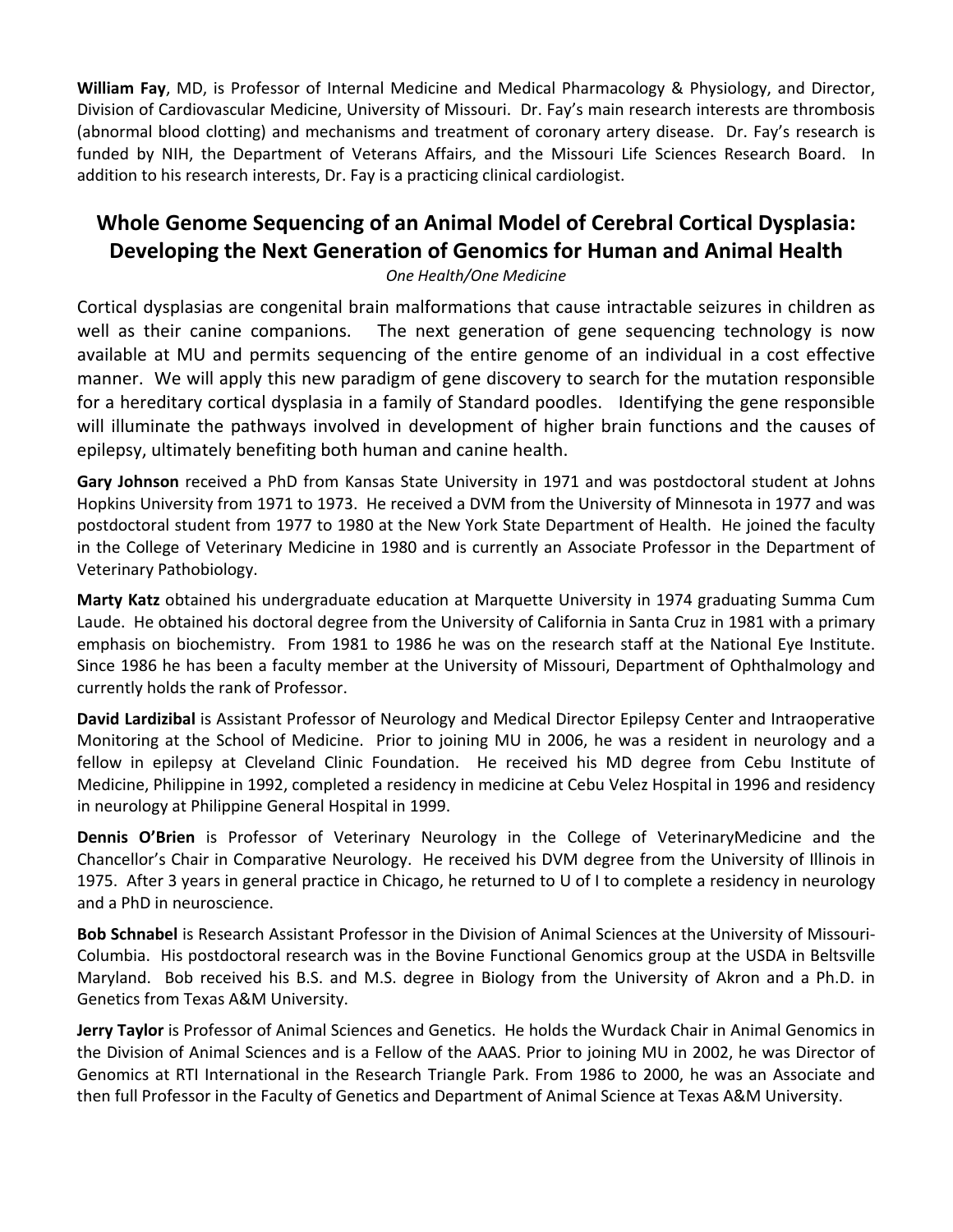**William Fay**, MD, is Professor of Internal Medicine and Medical Pharmacology & Physiology, and Director, Division of Cardiovascular Medicine, University of Missouri. Dr. Fay's main research interests are thrombosis (abnormal blood clotting) and mechanisms and treatment of coronary artery disease. Dr. Fay's research is funded by NIH, the Department of Veterans Affairs, and the Missouri Life Sciences Research Board. In addition to his research interests, Dr. Fay is a practicing clinical cardiologist.

## Whole Genome Sequencing of an Animal Model of Cerebral Cortical Dysplasia: Developing the Next Generation of Genomics for Human and Animal Health

*One Health/One Medicine*

Cortical dysplasias are congenital brain malformations that cause intractable seizures in children as well as their canine companions. The next generation of gene sequencing technology is now available at MU and permits sequencing of the entire genome of an individual in a cost effective manner. We will apply this new paradigm of gene discovery to search for the mutation responsible for a hereditary cortical dysplasia in a family of Standard poodles. Identifying the gene responsible will illuminate the pathways involved in development of higher brain functions and the causes of epilepsy, ultimately benefiting both human and canine health.

**Gary Johnson** received a PhD from Kansas State University in 1971 and was postdoctoral student at Johns Hopkins University from 1971 to 1973. He received a DVM from the University of Minnesota in 1977 and was postdoctoral student from 1977 to 1980 at the New York State Department of Health. He joined the faculty in the College of Veterinary Medicine in 1980 and is currently an Associate Professor in the Department of Veterinary Pathobiology.

**Marty Katz** obtained his undergraduate education at Marquette University in 1974 graduating Summa Cum Laude. He obtained his doctoral degree from the University of California in Santa Cruz in 1981 with a primary emphasis on biochemistry. From 1981 to 1986 he was on the research staff at the National Eye Institute. Since 1986 he has been a faculty member at the University of Missouri, Department of Ophthalmology and currently holds the rank of Professor.

**David Lardizibal** is Assistant Professor of Neurology and Medical Director Epilepsy Center and Intraoperative Monitoring at the School of Medicine. Prior to joining MU in 2006, he was a resident in neurology and a fellow in epilepsy at Cleveland Clinic Foundation. He received his MD degree from Cebu Institute of Medicine, Philippine in 1992, completed a residency in medicine at Cebu Velez Hospital in 1996 and residency in neurology at Philippine General Hospital in 1999.

**Dennis O'Brien** is Professor of Veterinary Neurology in the College of VeterinaryMedicine and the Chancellor's Chair in Comparative Neurology. He received his DVM degree from the University of Illinois in 1975. After 3 years in general practice in Chicago, he returned to U of I to complete a residency in neurology and a PhD in neuroscience.

**Bob Schnabel** is Research Assistant Professor in the Division of Animal Sciences at the University of Missouri-Columbia. His postdoctoral research was in the Bovine Functional Genomics group at the USDA in Beltsville Maryland. Bob received his B.S. and M.S. degree in Biology from the University of Akron and a Ph.D. in Genetics from Texas A&M University.

**Jerry Taylor** is Professor of Animal Sciences and Genetics. He holds the Wurdack Chair in Animal Genomics in the Division of Animal Sciences and is a Fellow of the AAAS. Prior to joining MU in 2002, he was Director of Genomics at RTI International in the Research Triangle Park. From 1986 to 2000, he was an Associate and then full Professor in the Faculty of Genetics and Department of Animal Science at Texas A&M University.